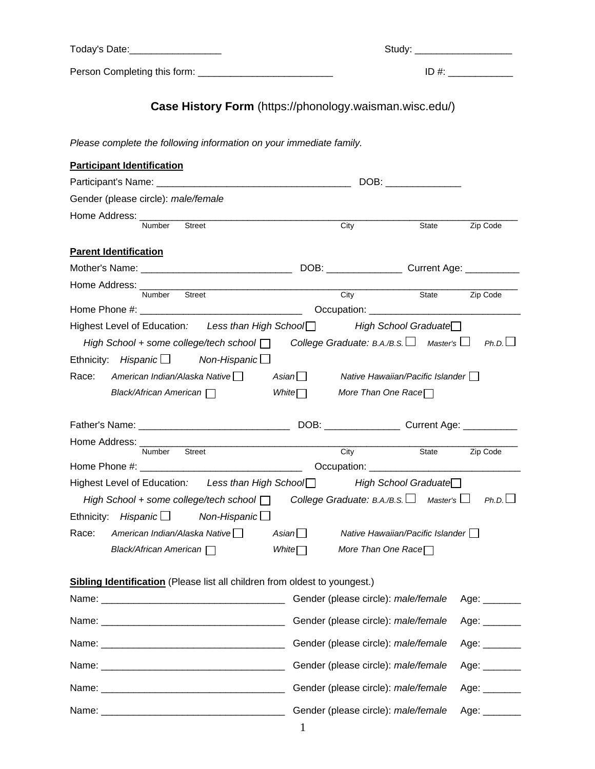Today's Date:_________________ Study: __________________

Person Completing this form: _________________________ ID #: ____________

## **Case History Form** (https://phonology.waisman.wisc.edu/)

*Please complete the following information on your immediate family.*

**Participant Identification**

Participant's Name: ___________________________________ DOB: ______________

Gender (please circle): *male/female*

Home Address: ______________________________________________________________
Number Street City State Zip Code

**Parent Identification**

Mother's Name: ____________________________ DOB: ______________ Current Age: __________

Home Address: ______________________________________________________________
Number Street City State Zip Code

Home Phone #: ______________________________ Occupation: ____________________________

Highest Level of Education*:* *Less than High School* ☐ *High School Graduate* ☐

*High School + some college/tech school* ☐ *College Graduate: B.A./B.S.* ☐ *Master's* ☐ *Ph.D.* ☐

Ethnicity: *Hispanic* ☐ *Non-Hispanic* ☐

Race: *American Indian/Alaska Native* ☐ *Asian* ☐ *Native Hawaiian/Pacific Islander* ☐

*Black/African American* ☐ *White* ☐ *More Than One Race* ☐

Father's Name: ____________________________ DOB: ______________ Current Age: __________

Home Address: ______________________________________________________________
Number Street City State Zip Code

Home Phone #: ______________________________ Occupation: ____________________________

Highest Level of Education*:* *Less than High School* ☐ *High School Graduate* ☐

*High School + some college/tech school* ☐ *College Graduate: B.A./B.S.* ☐ *Master's* ☐ *Ph.D.* ☐

Ethnicity: *Hispanic* ☐ *Non-Hispanic* ☐

Race: *American Indian/Alaska Native* ☐ *Asian* ☐ *Native Hawaiian/Pacific Islander* ☐

*Black/African American* ☐ *White* ☐ *More Than One Race* ☐

**Sibling Identification** (Please list all children from oldest to youngest.)

Name: __________________________________ Gender (please circle): *male/female* Age: _______

Name: __________________________________ Gender (please circle): *male/female* Age: _______

Name: __________________________________ Gender (please circle): *male/female* Age: _______

Name: __________________________________ Gender (please circle): *male/female* Age: _______

Name: __________________________________ Gender (please circle): *male/female* Age: _______

Name: __________________________________ Gender (please circle): *male/female* Age: _______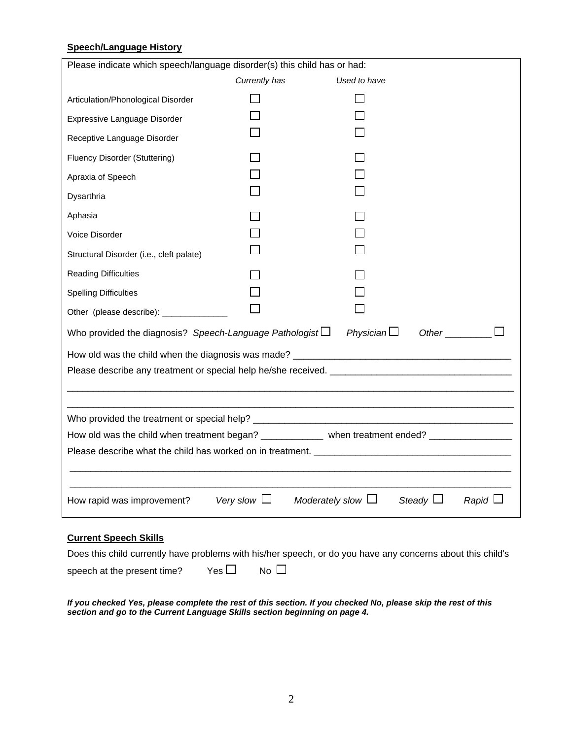**Speech/Language History**

Please indicate which speech/language disorder(s) this child has or had:

| | *Currently has* | *Used to have* |
|---|---|---|
| Articulation/Phonological Disorder | ☐ | ☐ |
| Expressive Language Disorder | ☐ | ☐ |
| Receptive Language Disorder | ☐ | ☐ |
| Fluency Disorder (Stuttering) | ☐ | ☐ |
| Apraxia of Speech | ☐ | ☐ |
| Dysarthria | ☐ | ☐ |
| Aphasia | ☐ | ☐ |
| Voice Disorder | ☐ | ☐ |
| Structural Disorder (i.e., cleft palate) | ☐ | ☐ |
| Reading Difficulties | ☐ | ☐ |
| Spelling Difficulties | ☐ | ☐ |
| Other (please describe): ______________ | ☐ | ☐ |

Who provided the diagnosis? *Speech-Language Pathologist* ☐ *Physician* ☐ *Other* _________ ☐

How old was the child when the diagnosis was made? ________________________________________

Please describe any treatment or special help he/she received. __________________________________

_____________________________________________________________________________________

_____________________________________________________________________________________

Who provided the treatment or special help? _________________________________________________

How old was the child when treatment began? ____________ when treatment ended? ________________

Please describe what the child has worked on in treatment. _____________________________________

_____________________________________________________________________________________

_____________________________________________________________________________________

How rapid was improvement? *Very slow* ☐ *Moderately slow* ☐ *Steady* ☐ *Rapid* ☐

**Current Speech Skills**

Does this child currently have problems with his/her speech, or do you have any concerns about this child's speech at the present time? Yes ☐ No ☐

***If you checked Yes, please complete the rest of this section. If you checked No, please skip the rest of this section and go to the Current Language Skills section beginning on page 4.***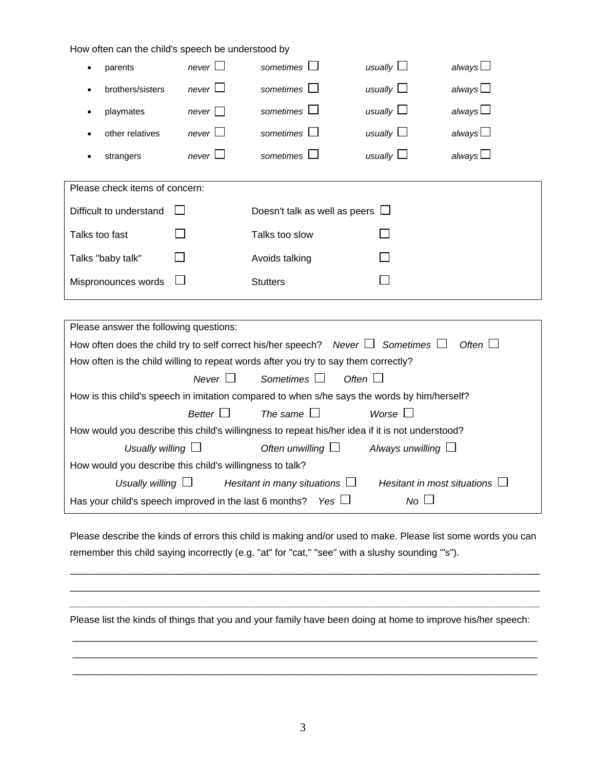How often can the child's speech be understood by

- parents *never* ☐ *sometimes* ☐ *usually* ☐ *always* ☐
- brothers/sisters *never* ☐ *sometimes* ☐ *usually* ☐ *always* ☐
- playmates *never* ☐ *sometimes* ☐ *usually* ☐ *always* ☐
- other relatives *never* ☐ *sometimes* ☐ *usually* ☐ *always* ☐
- strangers *never* ☐ *sometimes* ☐ *usually* ☐ *always* ☐

Please check items of concern:

| | | | |
|---|---|---|---|
| Difficult to understand | ☐ | Doesn't talk as well as peers | ☐ |
| Talks too fast | ☐ | Talks too slow | ☐ |
| Talks "baby talk" | ☐ | Avoids talking | ☐ |
| Mispronounces words | ☐ | Stutters | ☐ |

Please answer the following questions:

How often does the child try to self correct his/her speech? *Never* ☐ *Sometimes* ☐ *Often* ☐

How often is the child willing to repeat words after you try to say them correctly?

*Never* ☐ *Sometimes* ☐ *Often* ☐

How is this child's speech in imitation compared to when s/he says the words by him/herself?

*Better* ☐ *The same* ☐ *Worse* ☐

How would you describe this child's willingness to repeat his/her idea if it is not understood?

*Usually willing* ☐ *Often unwilling* ☐ *Always unwilling* ☐

How would you describe this child's willingness to talk?

*Usually willing* ☐ *Hesitant in many situations* ☐ *Hesitant in most situations* ☐

Has your child's speech improved in the last 6 months? *Yes* ☐ *No* ☐

Please describe the kinds of errors this child is making and/or used to make. Please list some words you can remember this child saying incorrectly (e.g. "at" for "cat," "see" with a slushy sounding "s").

_______________________________________________________________________________

_______________________________________________________________________________

Please list the kinds of things that you and your family have been doing at home to improve his/her speech:

_______________________________________________________________________________

_______________________________________________________________________________

_______________________________________________________________________________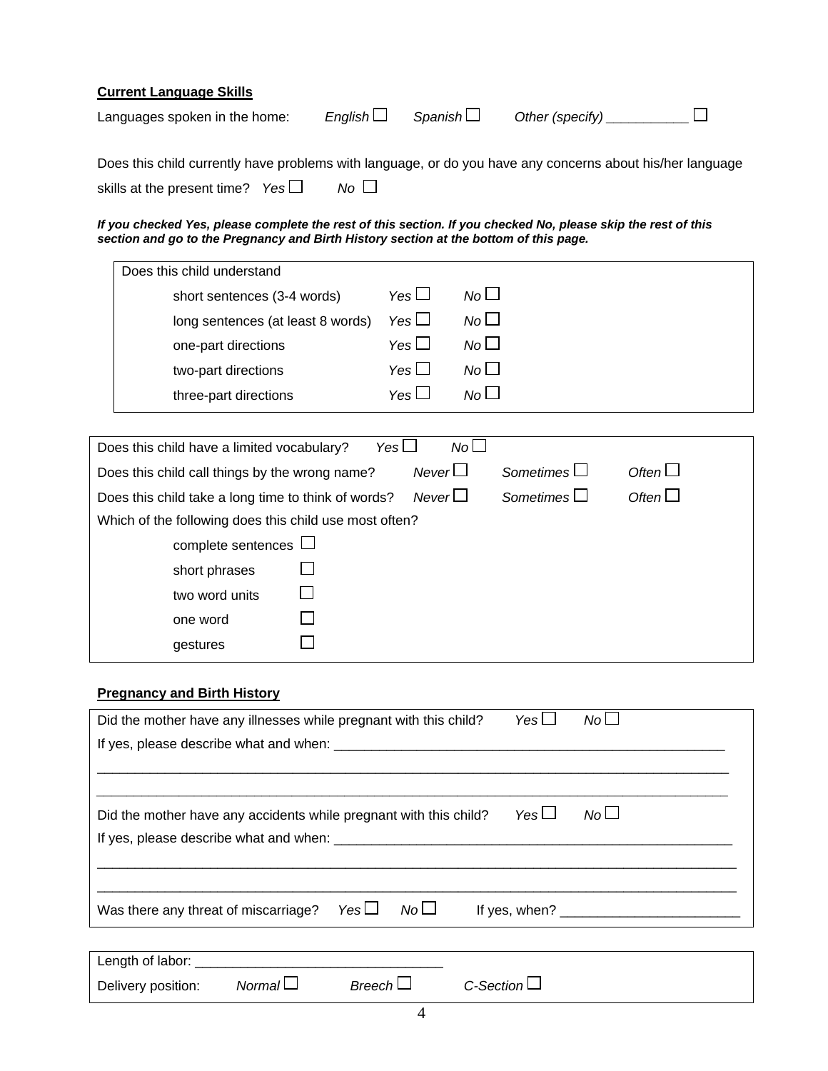**Current Language Skills**

Languages spoken in the home: *English* ☐ *Spanish* ☐ *Other (specify)* ___________ ☐

Does this child currently have problems with language, or do you have any concerns about his/her language skills at the present time? *Yes* ☐ *No* ☐

***If you checked Yes, please complete the rest of this section. If you checked No, please skip the rest of this section and go to the Pregnancy and Birth History section at the bottom of this page.***

Does this child understand

- short sentences (3-4 words) *Yes* ☐ *No* ☐
- long sentences (at least 8 words) *Yes* ☐ *No* ☐
- one-part directions *Yes* ☐ *No* ☐
- two-part directions *Yes* ☐ *No* ☐
- three-part directions *Yes* ☐ *No* ☐

Does this child have a limited vocabulary? *Yes* ☐ *No* ☐

Does this child call things by the wrong name? *Never* ☐ *Sometimes* ☐ *Often* ☐

Does this child take a long time to think of words? *Never* ☐ *Sometimes* ☐ *Often* ☐

Which of the following does this child use most often?

- complete sentences ☐
- short phrases ☐
- two word units ☐
- one word ☐
- gestures ☐

**Pregnancy and Birth History**

Did the mother have any illnesses while pregnant with this child? *Yes* ☐ *No* ☐

If yes, please describe what and when: ____________________________________________________

_____________________________________________________________________________________

_____________________________________________________________________________________

Did the mother have any accidents while pregnant with this child? *Yes* ☐ *No* ☐

If yes, please describe what and when: ____________________________________________________

_____________________________________________________________________________________

_____________________________________________________________________________________

Was there any threat of miscarriage? *Yes* ☐ *No* ☐ If yes, when? _______________________

Length of labor: ________________________________

Delivery position: *Normal* ☐ *Breech* ☐ *C-Section* ☐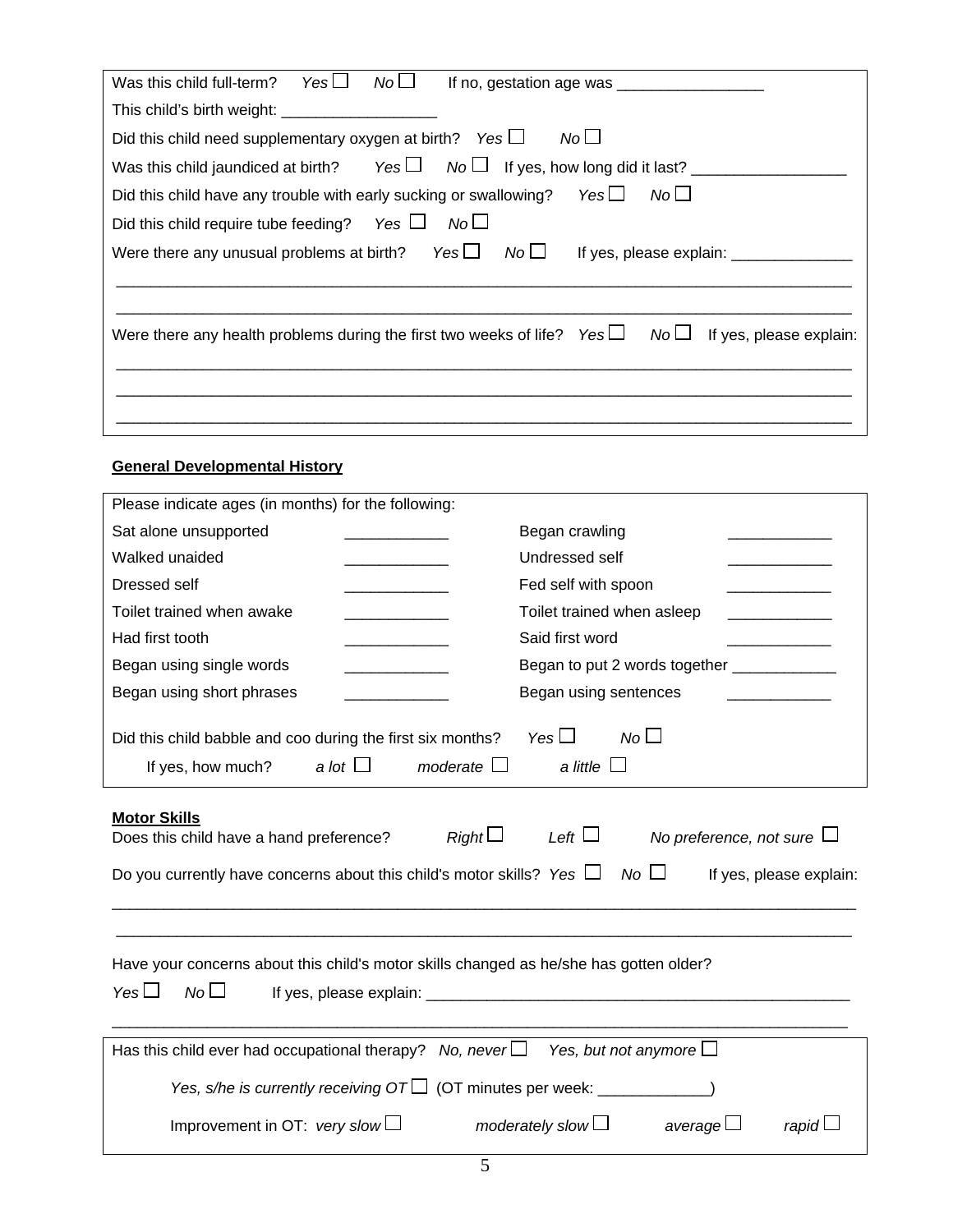Was this child full-term? *Yes* ☐ *No* ☐ If no, gestation age was ________________

This child's birth weight: __________________

Did this child need supplementary oxygen at birth? *Yes* ☐ *No* ☐

Was this child jaundiced at birth? *Yes* ☐ *No* ☐ If yes, how long did it last? __________________

Did this child have any trouble with early sucking or swallowing? *Yes* ☐ *No* ☐

Did this child require tube feeding? *Yes* ☐ *No* ☐

Were there any unusual problems at birth? *Yes* ☐ *No* ☐ If yes, please explain: ______________

_____________________________________________________________________________________

_____________________________________________________________________________________

Were there any health problems during the first two weeks of life? *Yes* ☐ *No* ☐ If yes, please explain:

_____________________________________________________________________________________

_____________________________________________________________________________________

_____________________________________________________________________________________

**General Developmental History**

Please indicate ages (in months) for the following:

| | | | |
|---|---|---|---|
| Sat alone unsupported | ____________ | Began crawling | ____________ |
| Walked unaided | ____________ | Undressed self | ____________ |
| Dressed self | ____________ | Fed self with spoon | ____________ |
| Toilet trained when awake | ____________ | Toilet trained when asleep | ____________ |
| Had first tooth | ____________ | Said first word | ____________ |
| Began using single words | ____________ | Began to put 2 words together | ____________ |
| Began using short phrases | ____________ | Began using sentences | ____________ |

Did this child babble and coo during the first six months? *Yes* ☐ *No* ☐

If yes, how much? *a lot* ☐ *moderate* ☐ *a little* ☐

**Motor Skills**

Does this child have a hand preference? *Right* ☐ *Left* ☐ *No preference, not sure* ☐

Do you currently have concerns about this child's motor skills? *Yes* ☐ *No* ☐ If yes, please explain:

_____________________________________________________________________________________

_____________________________________________________________________________________

Have your concerns about this child's motor skills changed as he/she has gotten older?

*Yes* ☐ *No* ☐ If yes, please explain: __________________________________________________

_____________________________________________________________________________________

Has this child ever had occupational therapy? *No, never* ☐ *Yes, but not anymore* ☐

*Yes, s/he is currently receiving OT* ☐ (OT minutes per week: _____________)

Improvement in OT: *very slow* ☐ *moderately slow* ☐ *average* ☐ *rapid* ☐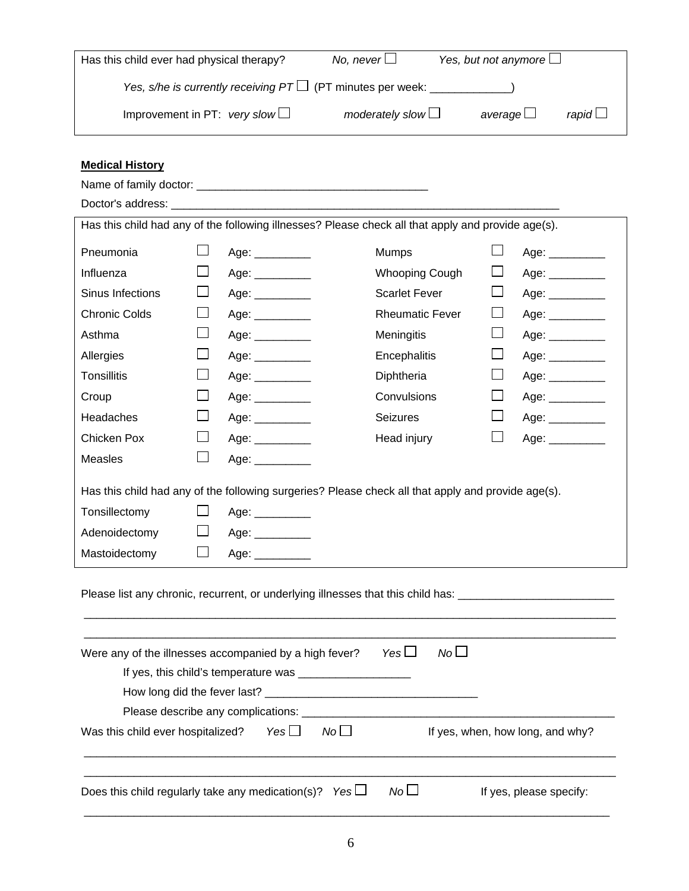Has this child ever had physical therapy? *No, never* ☐ *Yes, but not anymore* ☐

*Yes, s/he is currently receiving PT* ☐ (PT minutes per week: _____________)

Improvement in PT: *very slow* ☐ *moderately slow* ☐ *average* ☐ *rapid* ☐

**Medical History**

Name of family doctor: _____________________________________

Doctor's address: ______________________________________________________________

Has this child had any of the following illnesses? Please check all that apply and provide age(s).

| Illness | | Age | Illness | | Age |
|---|---|---|---|---|---|
| Pneumonia | ☐ | Age: _________ | Mumps | ☐ | Age: _________ |
| Influenza | ☐ | Age: _________ | Whooping Cough | ☐ | Age: _________ |
| Sinus Infections | ☐ | Age: _________ | Scarlet Fever | ☐ | Age: _________ |
| Chronic Colds | ☐ | Age: _________ | Rheumatic Fever | ☐ | Age: _________ |
| Asthma | ☐ | Age: _________ | Meningitis | ☐ | Age: _________ |
| Allergies | ☐ | Age: _________ | Encephalitis | ☐ | Age: _________ |
| Tonsillitis | ☐ | Age: _________ | Diphtheria | ☐ | Age: _________ |
| Croup | ☐ | Age: _________ | Convulsions | ☐ | Age: _________ |
| Headaches | ☐ | Age: _________ | Seizures | ☐ | Age: _________ |
| Chicken Pox | ☐ | Age: _________ | Head injury | ☐ | Age: _________ |
| Measles | ☐ | Age: _________ | | | |

Has this child had any of the following surgeries? Please check all that apply and provide age(s).

| Surgery | | Age |
|---|---|---|
| Tonsillectomy | ☐ | Age: _________ |
| Adenoidectomy | ☐ | Age: _________ |
| Mastoidectomy | ☐ | Age: _________ |

Please list any chronic, recurrent, or underlying illnesses that this child has: _________________________

_____________________________________________________________________________________

_____________________________________________________________________________________

Were any of the illnesses accompanied by a high fever? *Yes* ☐ *No* ☐

If yes, this child's temperature was __________________

How long did the fever last? __________________________________

Please describe any complications: ____________________________________________________

Was this child ever hospitalized? *Yes* ☐ *No* ☐ If yes, when, how long, and why?

_____________________________________________________________________________________

_____________________________________________________________________________________

Does this child regularly take any medication(s)? *Yes* ☐ *No* ☐ If yes, please specify:

_____________________________________________________________________________________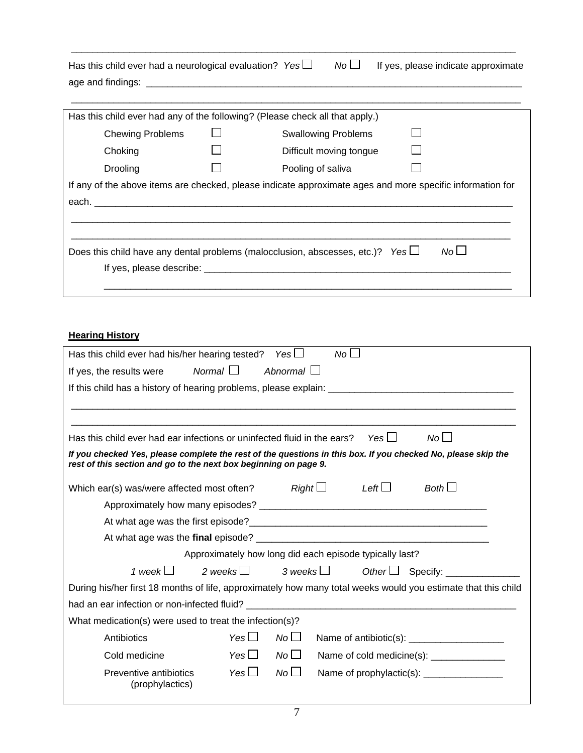_______________________________________________________________________________

Has this child ever had a neurological evaluation? *Yes* ☐ *No* ☐ If yes, please indicate approximate age and findings: ___________________________________________________________________________

_______________________________________________________________________________

Has this child ever had any of the following? (Please check all that apply.)

| | | | |
|---|---|---|---|
| Chewing Problems | ☐ | Swallowing Problems | ☐ |
| Choking | ☐ | Difficult moving tongue | ☐ |
| Drooling | ☐ | Pooling of saliva | ☐ |

If any of the above items are checked, please indicate approximate ages and more specific information for each. ___________________________________________________________________________

_______________________________________________________________________________

_______________________________________________________________________________

Does this child have any dental problems (malocclusion, abscesses, etc.)? *Yes* ☐ *No* ☐

If yes, please describe: ___________________________________________________________

_______________________________________________________________________________

**Hearing History**

Has this child ever had his/her hearing tested? *Yes* ☐ *No* ☐

If yes, the results were *Normal* ☐ *Abnormal* ☐

If this child has a history of hearing problems, please explain: ___________________________________

_______________________________________________________________________________

_______________________________________________________________________________

Has this child ever had ear infections or uninfected fluid in the ears? *Yes* ☐ *No* ☐

***If you checked Yes, please complete the rest of the questions in this box. If you checked No, please skip the rest of this section and go to the next box beginning on page 9.***

Which ear(s) was/were affected most often? *Right* ☐ *Left* ☐ *Both* ☐

Approximately how many episodes? ___________________________________________

At what age was the first episode?_____________________________________________

At what age was the **final** episode? __________________________________________

Approximately how long did each episode typically last?

*1 week* ☐ *2 weeks* ☐ *3 weeks* ☐ *Other* ☐ Specify: ______________

During his/her first 18 months of life, approximately how many total weeks would you estimate that this child had an ear infection or non-infected fluid? ____________________________________________________

What medication(s) were used to treat the infection(s)?

| | | | |
|---|---|---|---|
| Antibiotics | *Yes* ☐ | *No* ☐ | Name of antibiotic(s): __________________ |
| Cold medicine | *Yes* ☐ | *No* ☐ | Name of cold medicine(s): ______________ |
| Preventive antibiotics (prophylactics) | *Yes* ☐ | *No* ☐ | Name of prophylactic(s): _______________ |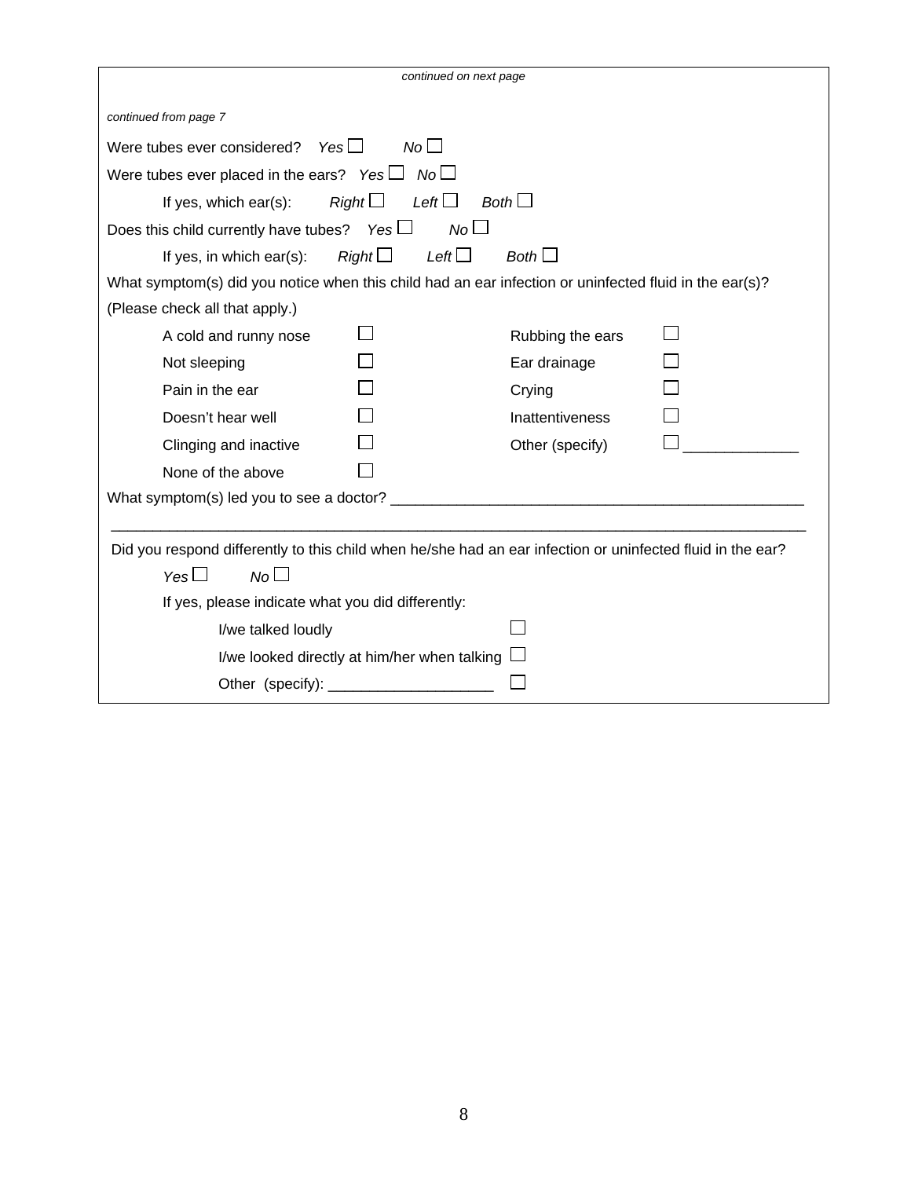*continued on next page*

*continued from page 7*

Were tubes ever considered? *Yes* ☐ *No* ☐

Were tubes ever placed in the ears? *Yes* ☐ *No* ☐

If yes, which ear(s): *Right* ☐ *Left* ☐ *Both* ☐

Does this child currently have tubes? *Yes* ☐ *No* ☐

If yes, in which ear(s): *Right* ☐ *Left* ☐ *Both* ☐

What symptom(s) did you notice when this child had an ear infection or uninfected fluid in the ear(s)? (Please check all that apply.)

| | | | |
|---|---|---|---|
| A cold and runny nose | ☐ | Rubbing the ears | ☐ |
| Not sleeping | ☐ | Ear drainage | ☐ |
| Pain in the ear | ☐ | Crying | ☐ |
| Doesn't hear well | ☐ | Inattentiveness | ☐ |
| Clinging and inactive | ☐ | Other (specify) | ☐ ______________ |
| None of the above | ☐ | | |

What symptom(s) led you to see a doctor? ___________________________________________________

_____________________________________________________________________________________

Did you respond differently to this child when he/she had an ear infection or uninfected fluid in the ear?

*Yes* ☐ *No* ☐

If yes, please indicate what you did differently:

- I/we talked loudly ☐
- I/we looked directly at him/her when talking ☐
- Other (specify): ____________________ ☐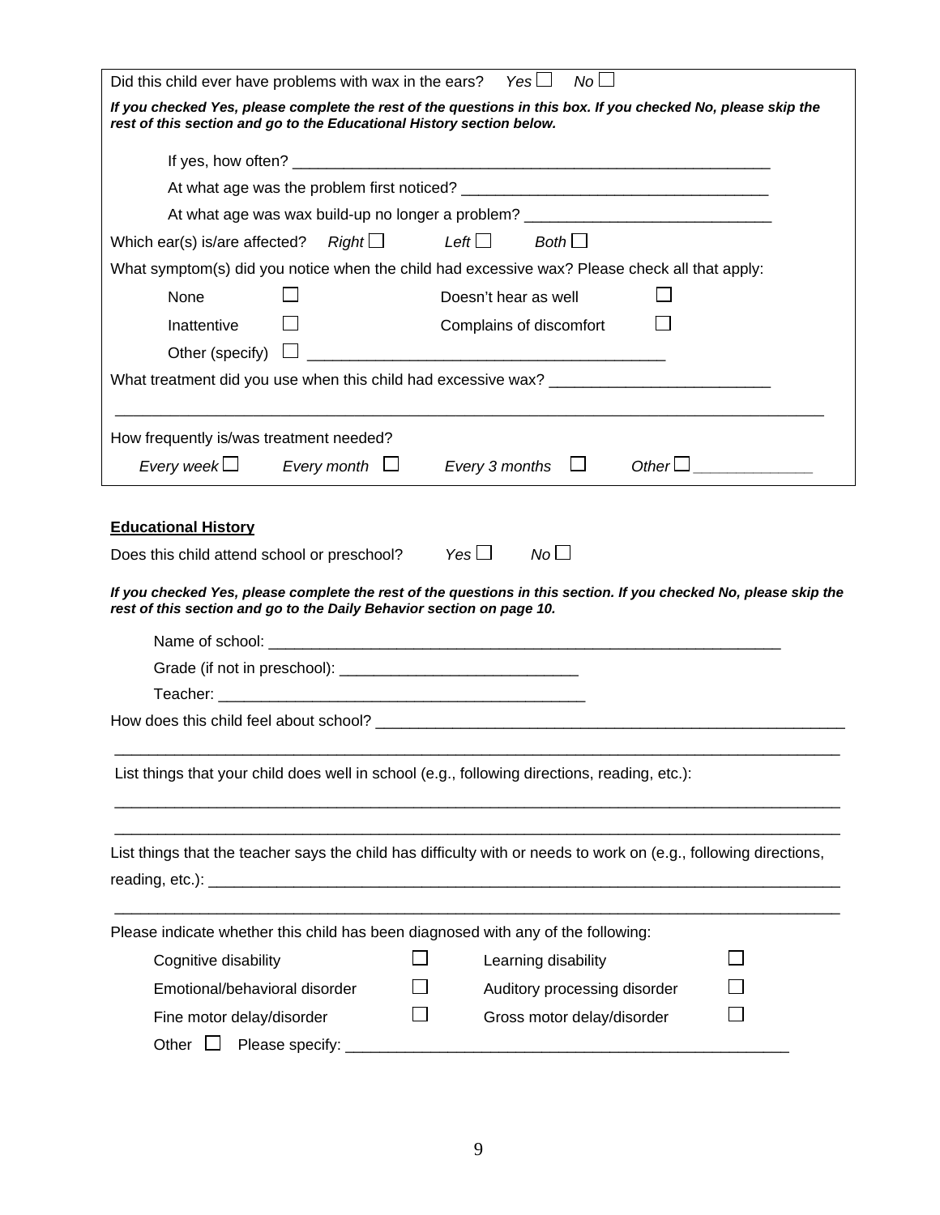Did this child ever have problems with wax in the ears? *Yes* ☐ *No* ☐

***If you checked Yes, please complete the rest of the questions in this box. If you checked No, please skip the rest of this section and go to the Educational History section below.***

If yes, how often? ______________________________________________________

At what age was the problem first noticed? ___________________________________

At what age was wax build-up no longer a problem? ____________________________

Which ear(s) is/are affected? *Right* ☐ *Left* ☐ *Both* ☐

What symptom(s) did you notice when the child had excessive wax? Please check all that apply:

| | | | |
|---|---|---|---|
| None | ☐ | Doesn't hear as well | ☐ |
| Inattentive | ☐ | Complains of discomfort | ☐ |
| Other (specify) | ☐ ________________________________________ | | |

What treatment did you use when this child had excessive wax? _________________________

_______________________________________________________________________________

How frequently is/was treatment needed?

*Every week* ☐ *Every month* ☐ *Every 3 months* ☐ *Other* ☐ _____________

## Educational History

Does this child attend school or preschool? *Yes* ☐ *No* ☐

***If you checked Yes, please complete the rest of the questions in this section. If you checked No, please skip the rest of this section and go to the Daily Behavior section on page 10.***

Name of school: ____________________________________________________________

Grade (if not in preschool): ___________________________

Teacher: __________________________________________

How does this child feel about school? ______________________________________________

_______________________________________________________________________________

List things that your child does well in school (e.g., following directions, reading, etc.):

_______________________________________________________________________________

_______________________________________________________________________________

List things that the teacher says the child has difficulty with or needs to work on (e.g., following directions, reading, etc.): _________________________________________________________________

_______________________________________________________________________________

Please indicate whether this child has been diagnosed with any of the following:

| | | | |
|---|---|---|---|
| Cognitive disability | ☐ | Learning disability | ☐ |
| Emotional/behavioral disorder | ☐ | Auditory processing disorder | ☐ |
| Fine motor delay/disorder | ☐ | Gross motor delay/disorder | ☐ |

Other ☐ Please specify: ____________________________________________________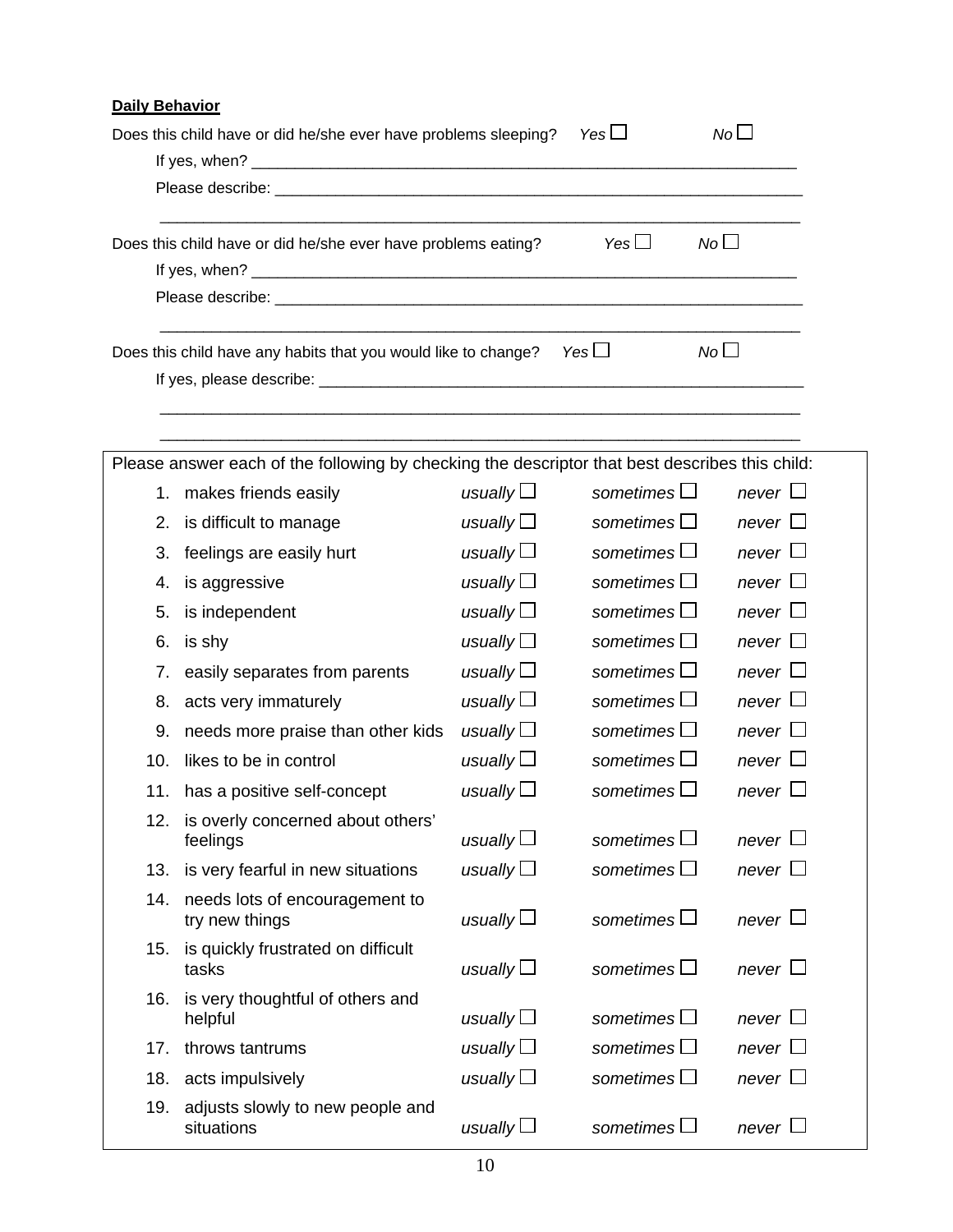**Daily Behavior**

Does this child have or did he/she ever have problems sleeping? *Yes* ☐ *No* ☐

If yes, when? ____________________________________________________________

Please describe: __________________________________________________________

______________________________________________________________________

Does this child have or did he/she ever have problems eating? *Yes* ☐ *No* ☐

If yes, when? ____________________________________________________________

Please describe: __________________________________________________________

______________________________________________________________________

Does this child have any habits that you would like to change? *Yes* ☐ *No* ☐

If yes, please describe: _____________________________________________________

______________________________________________________________________

______________________________________________________________________

Please answer each of the following by checking the descriptor that best describes this child:

| | | | | |
|---|---|---|---|---|
| 1. | makes friends easily | *usually* ☐ | *sometimes* ☐ | *never* ☐ |
| 2. | is difficult to manage | *usually* ☐ | *sometimes* ☐ | *never* ☐ |
| 3. | feelings are easily hurt | *usually* ☐ | *sometimes* ☐ | *never* ☐ |
| 4. | is aggressive | *usually* ☐ | *sometimes* ☐ | *never* ☐ |
| 5. | is independent | *usually* ☐ | *sometimes* ☐ | *never* ☐ |
| 6. | is shy | *usually* ☐ | *sometimes* ☐ | *never* ☐ |
| 7. | easily separates from parents | *usually* ☐ | *sometimes* ☐ | *never* ☐ |
| 8. | acts very immaturely | *usually* ☐ | *sometimes* ☐ | *never* ☐ |
| 9. | needs more praise than other kids | *usually* ☐ | *sometimes* ☐ | *never* ☐ |
| 10. | likes to be in control | *usually* ☐ | *sometimes* ☐ | *never* ☐ |
| 11. | has a positive self-concept | *usually* ☐ | *sometimes* ☐ | *never* ☐ |
| 12. | is overly concerned about others' feelings | *usually* ☐ | *sometimes* ☐ | *never* ☐ |
| 13. | is very fearful in new situations | *usually* ☐ | *sometimes* ☐ | *never* ☐ |
| 14. | needs lots of encouragement to try new things | *usually* ☐ | *sometimes* ☐ | *never* ☐ |
| 15. | is quickly frustrated on difficult tasks | *usually* ☐ | *sometimes* ☐ | *never* ☐ |
| 16. | is very thoughtful of others and helpful | *usually* ☐ | *sometimes* ☐ | *never* ☐ |
| 17. | throws tantrums | *usually* ☐ | *sometimes* ☐ | *never* ☐ |
| 18. | acts impulsively | *usually* ☐ | *sometimes* ☐ | *never* ☐ |
| 19. | adjusts slowly to new people and situations | *usually* ☐ | *sometimes* ☐ | *never* ☐ |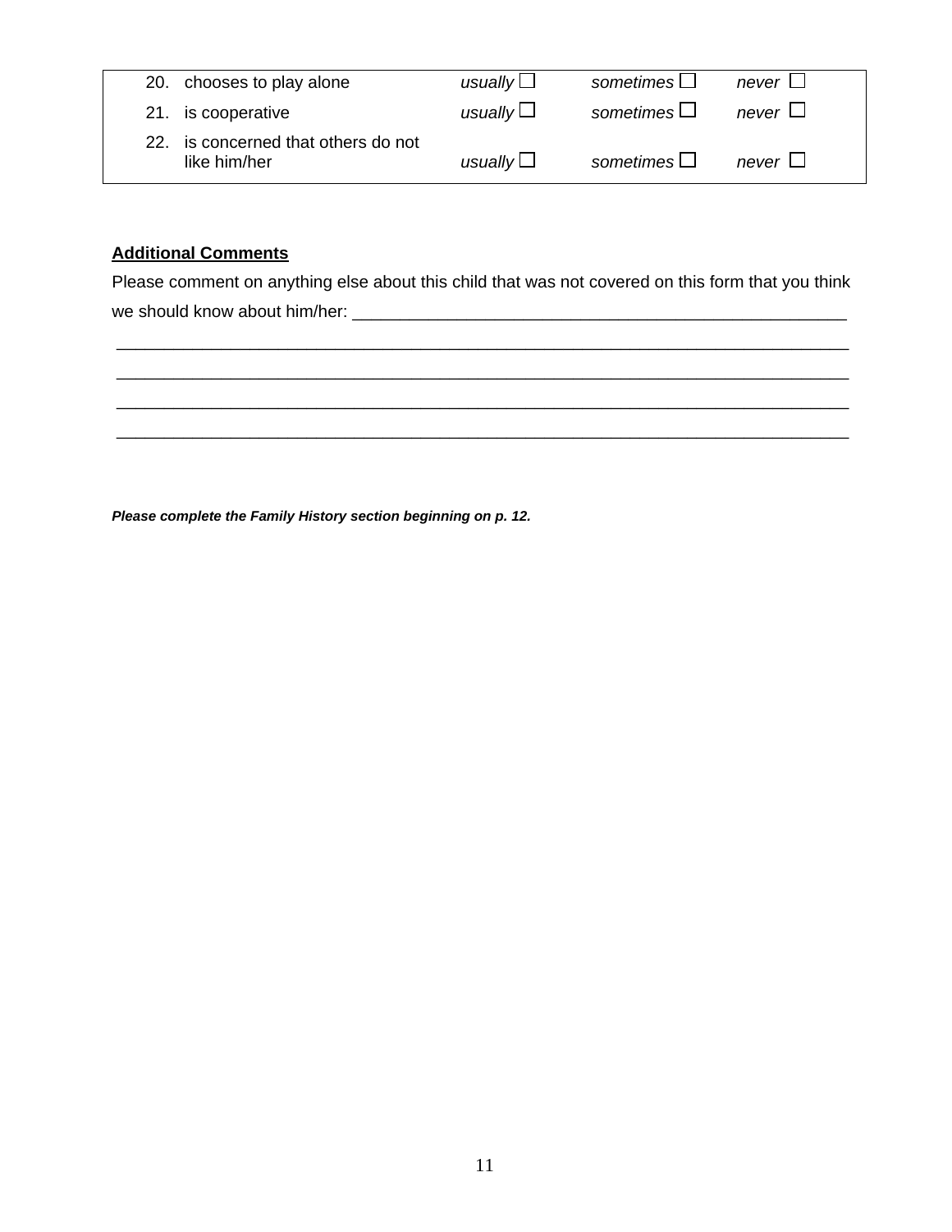| | | | | |
|---|---|---|---|---|
| 20. | chooses to play alone | *usually* ☐ | *sometimes* ☐ | *never* ☐ |
| 21. | is cooperative | *usually* ☐ | *sometimes* ☐ | *never* ☐ |
| 22. | is concerned that others do not like him/her | *usually* ☐ | *sometimes* ☐ | *never* ☐ |

**Additional Comments**

Please comment on anything else about this child that was not covered on this form that you think we should know about him/her: ____________________________________________________

______________________________________________________________________________

______________________________________________________________________________

______________________________________________________________________________

______________________________________________________________________________

***Please complete the Family History section beginning on p. 12.***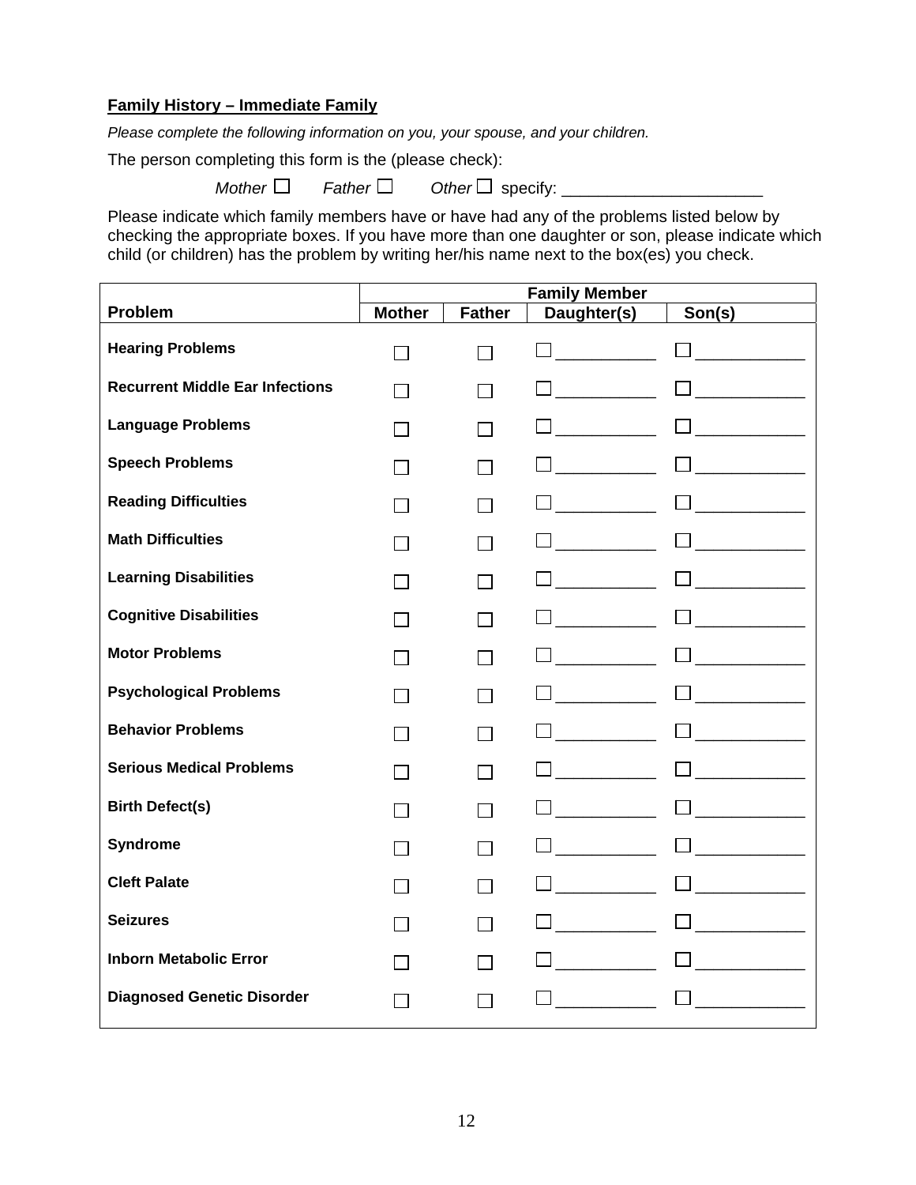**Family History – Immediate Family**

*Please complete the following information on you, your spouse, and your children.*

The person completing this form is the (please check):

*Mother* ☐ *Father* ☐ *Other* ☐ specify: _____________________

Please indicate which family members have or have had any of the problems listed below by checking the appropriate boxes. If you have more than one daughter or son, please indicate which child (or children) has the problem by writing her/his name next to the box(es) you check.

| | Family Member | | | |
|---|---|---|---|---|
| **Problem** | **Mother** | **Father** | **Daughter(s)** | **Son(s)** |
| **Hearing Problems** | ☐ | ☐ | ☐ __________ | ☐ __________ |
| **Recurrent Middle Ear Infections** | ☐ | ☐ | ☐ __________ | ☐ __________ |
| **Language Problems** | ☐ | ☐ | ☐ __________ | ☐ __________ |
| **Speech Problems** | ☐ | ☐ | ☐ __________ | ☐ __________ |
| **Reading Difficulties** | ☐ | ☐ | ☐ __________ | ☐ __________ |
| **Math Difficulties** | ☐ | ☐ | ☐ __________ | ☐ __________ |
| **Learning Disabilities** | ☐ | ☐ | ☐ __________ | ☐ __________ |
| **Cognitive Disabilities** | ☐ | ☐ | ☐ __________ | ☐ __________ |
| **Motor Problems** | ☐ | ☐ | ☐ __________ | ☐ __________ |
| **Psychological Problems** | ☐ | ☐ | ☐ __________ | ☐ __________ |
| **Behavior Problems** | ☐ | ☐ | ☐ __________ | ☐ __________ |
| **Serious Medical Problems** | ☐ | ☐ | ☐ __________ | ☐ __________ |
| **Birth Defect(s)** | ☐ | ☐ | ☐ __________ | ☐ __________ |
| **Syndrome** | ☐ | ☐ | ☐ __________ | ☐ __________ |
| **Cleft Palate** | ☐ | ☐ | ☐ __________ | ☐ __________ |
| **Seizures** | ☐ | ☐ | ☐ __________ | ☐ __________ |
| **Inborn Metabolic Error** | ☐ | ☐ | ☐ __________ | ☐ __________ |
| **Diagnosed Genetic Disorder** | ☐ | ☐ | ☐ __________ | ☐ __________ |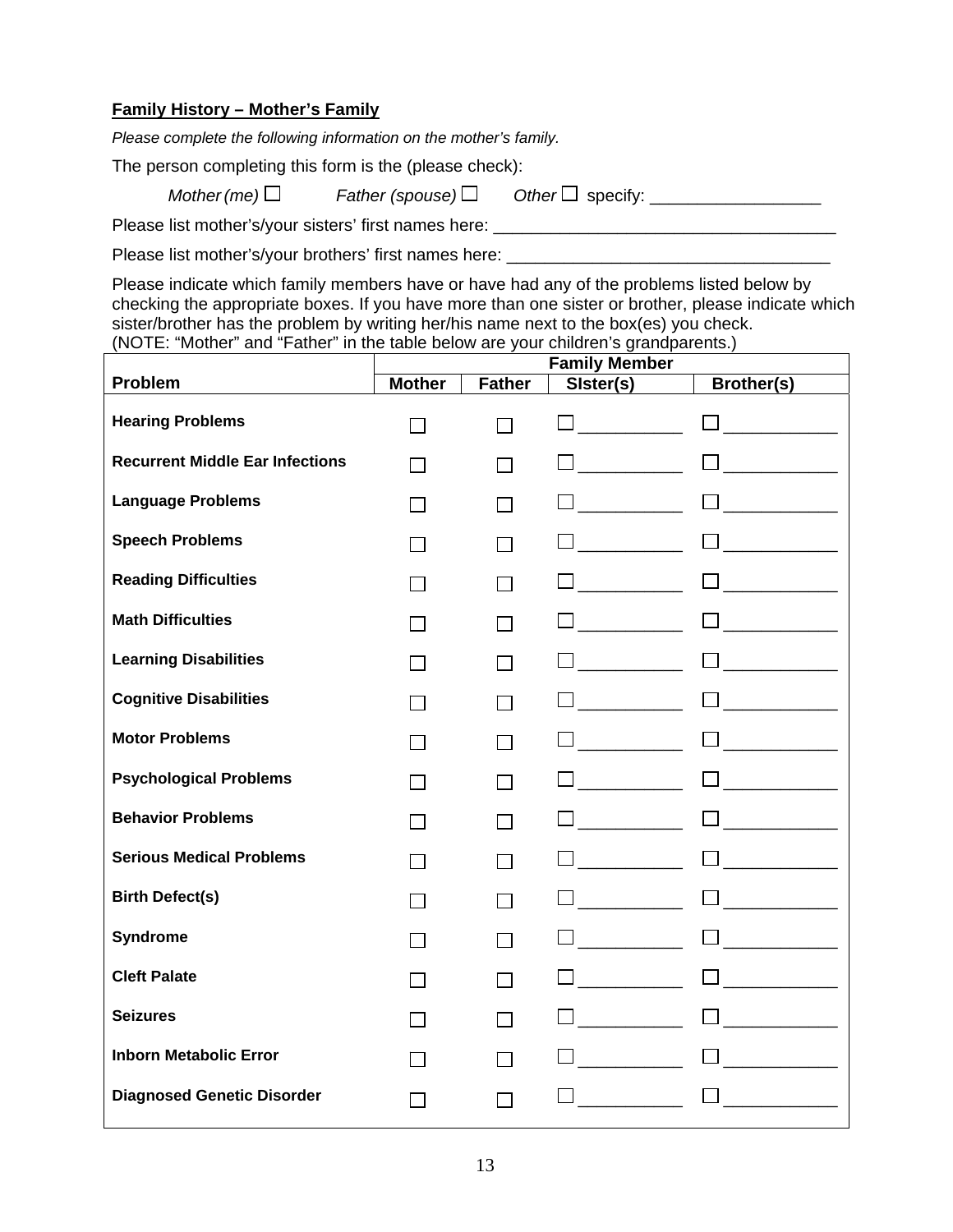**Family History – Mother's Family**

*Please complete the following information on the mother's family.*

The person completing this form is the (please check):

*Mother (me)* ☐ *Father (spouse)* ☐ *Other* ☐ specify: __________________

Please list mother's/your sisters' first names here: ____________________________________

Please list mother's/your brothers' first names here: _________________________________

Please indicate which family members have or have had any of the problems listed below by checking the appropriate boxes. If you have more than one sister or brother, please indicate which sister/brother has the problem by writing her/his name next to the box(es) you check.
(NOTE: "Mother" and "Father" in the table below are your children's grandparents.)

| Problem | Family Member | | | |
|---|---|---|---|---|
| | **Mother** | **Father** | **SIster(s)** | **Brother(s)** |
| **Hearing Problems** | ☐ | ☐ | ☐ ___________ | ☐ ____________ |
| **Recurrent Middle Ear Infections** | ☐ | ☐ | ☐ ___________ | ☐ ____________ |
| **Language Problems** | ☐ | ☐ | ☐ ___________ | ☐ ____________ |
| **Speech Problems** | ☐ | ☐ | ☐ ___________ | ☐ ____________ |
| **Reading Difficulties** | ☐ | ☐ | ☐ ___________ | ☐ ____________ |
| **Math Difficulties** | ☐ | ☐ | ☐ ___________ | ☐ ____________ |
| **Learning Disabilities** | ☐ | ☐ | ☐ ___________ | ☐ ____________ |
| **Cognitive Disabilities** | ☐ | ☐ | ☐ ___________ | ☐ ____________ |
| **Motor Problems** | ☐ | ☐ | ☐ ___________ | ☐ ____________ |
| **Psychological Problems** | ☐ | ☐ | ☐ ___________ | ☐ ____________ |
| **Behavior Problems** | ☐ | ☐ | ☐ ___________ | ☐ ____________ |
| **Serious Medical Problems** | ☐ | ☐ | ☐ ___________ | ☐ ____________ |
| **Birth Defect(s)** | ☐ | ☐ | ☐ ___________ | ☐ ____________ |
| **Syndrome** | ☐ | ☐ | ☐ ___________ | ☐ ____________ |
| **Cleft Palate** | ☐ | ☐ | ☐ ___________ | ☐ ____________ |
| **Seizures** | ☐ | ☐ | ☐ ___________ | ☐ ____________ |
| **Inborn Metabolic Error** | ☐ | ☐ | ☐ ___________ | ☐ ____________ |
| **Diagnosed Genetic Disorder** | ☐ | ☐ | ☐ ___________ | ☐ ____________ |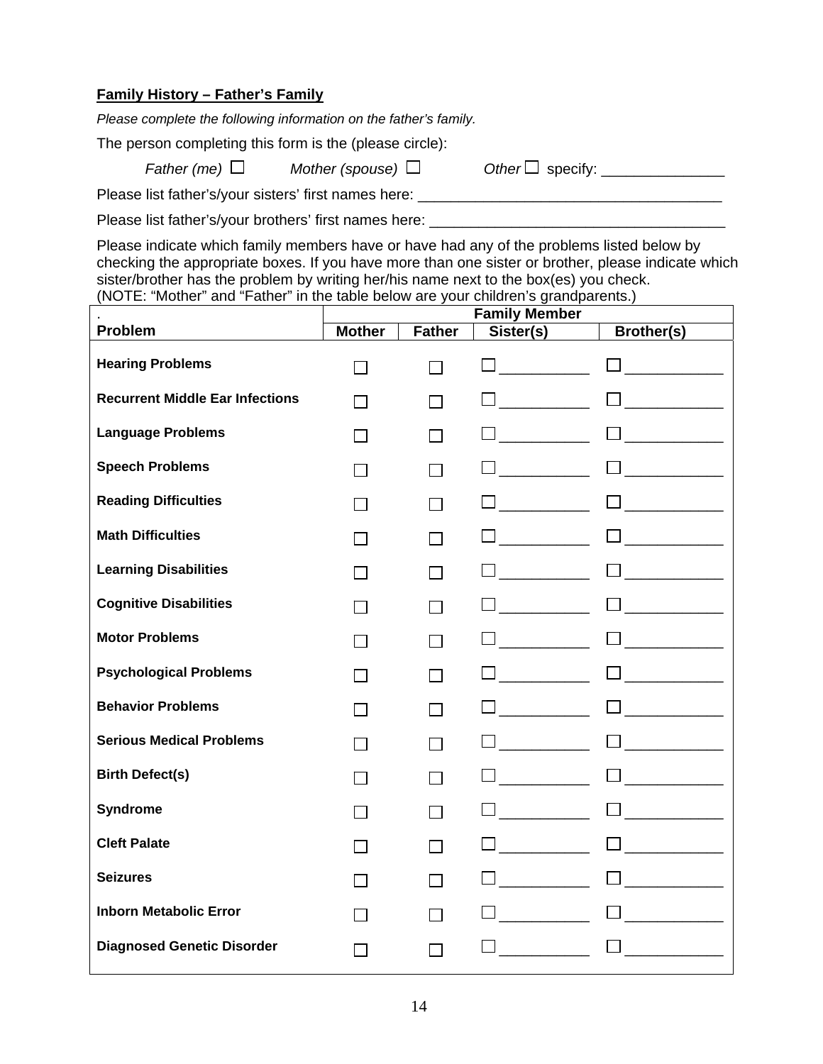**Family History – Father's Family**

*Please complete the following information on the father's family.*

The person completing this form is the (please circle):

*Father (me)* ☐ *Mother (spouse)* ☐ *Other* ☐ specify: _______________

Please list father's/your sisters' first names here: ___________________________________

Please list father's/your brothers' first names here: ___________________________________

Please indicate which family members have or have had any of the problems listed below by checking the appropriate boxes. If you have more than one sister or brother, please indicate which sister/brother has the problem by writing her/his name next to the box(es) you check.
(NOTE: "Mother" and "Father" in the table below are your children's grandparents.)

| . | Family Member | | | |
|---|---|---|---|---|
| **Problem** | **Mother** | **Father** | **Sister(s)** | **Brother(s)** |
| **Hearing Problems** | ☐ | ☐ | ☐ ___________ | ☐ ____________ |
| **Recurrent Middle Ear Infections** | ☐ | ☐ | ☐ ___________ | ☐ ____________ |
| **Language Problems** | ☐ | ☐ | ☐ ___________ | ☐ ____________ |
| **Speech Problems** | ☐ | ☐ | ☐ ___________ | ☐ ____________ |
| **Reading Difficulties** | ☐ | ☐ | ☐ ___________ | ☐ ____________ |
| **Math Difficulties** | ☐ | ☐ | ☐ ___________ | ☐ ____________ |
| **Learning Disabilities** | ☐ | ☐ | ☐ ___________ | ☐ ____________ |
| **Cognitive Disabilities** | ☐ | ☐ | ☐ ___________ | ☐ ____________ |
| **Motor Problems** | ☐ | ☐ | ☐ ___________ | ☐ ____________ |
| **Psychological Problems** | ☐ | ☐ | ☐ ___________ | ☐ ____________ |
| **Behavior Problems** | ☐ | ☐ | ☐ ___________ | ☐ ____________ |
| **Serious Medical Problems** | ☐ | ☐ | ☐ ___________ | ☐ ____________ |
| **Birth Defect(s)** | ☐ | ☐ | ☐ ___________ | ☐ ____________ |
| **Syndrome** | ☐ | ☐ | ☐ ___________ | ☐ ____________ |
| **Cleft Palate** | ☐ | ☐ | ☐ ___________ | ☐ ____________ |
| **Seizures** | ☐ | ☐ | ☐ ___________ | ☐ ____________ |
| **Inborn Metabolic Error** | ☐ | ☐ | ☐ ___________ | ☐ ____________ |
| **Diagnosed Genetic Disorder** | ☐ | ☐ | ☐ ___________ | ☐ ____________ |